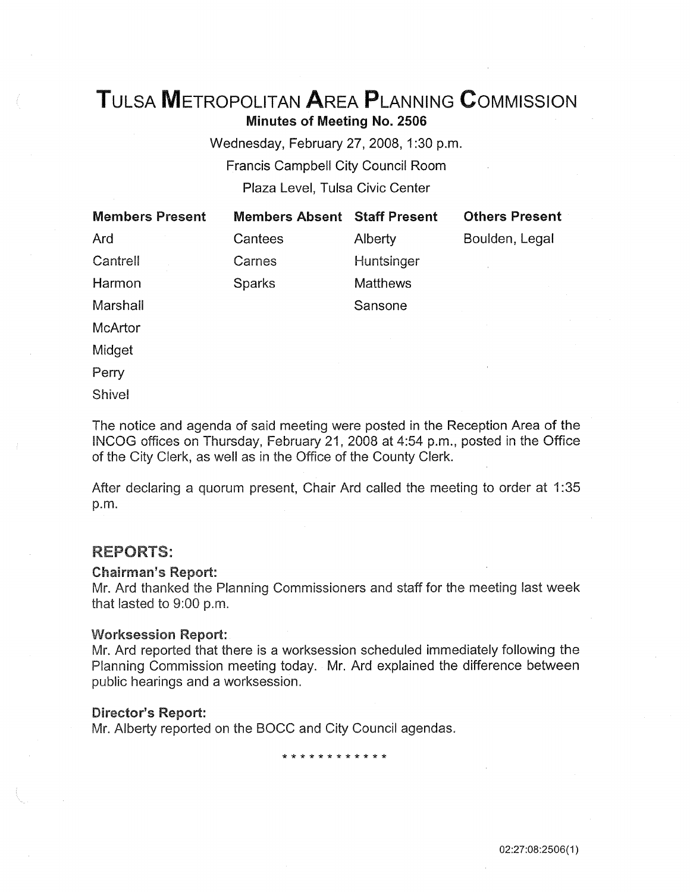# TULSA METROPOLITAN AREA PLANNING COMMISSION

**Minutes of Meeting No. 2506**

Wednesday, February 27, 2008, 1:30 p.m.

Francis Campbell City Council Room

Plaza Level, Tulsa Civic Center

| Members Present | Members Absent | Staff Present | Others Present |
|---|---|---|---|
| Ard | Cantees | Alberty | Boulden, Legal |
| Cantrell | Carnes | Huntsinger | |
| Harmon | Sparks | Matthews | |
| Marshall | | Sansone | |
| McArtor | | | |
| Midget | | | |
| Perry | | | |
| Shivel | | | |

The notice and agenda of said meeting were posted in the Reception Area of the INCOG offices on Thursday, February 21, 2008 at 4:54 p.m., posted in the Office of the City Clerk, as well as in the Office of the County Clerk.

After declaring a quorum present, Chair Ard called the meeting to order at 1:35 p.m.

## REPORTS:

### Chairman's Report:

Mr. Ard thanked the Planning Commissioners and staff for the meeting last week that lasted to 9:00 p.m.

### Worksession Report:

Mr. Ard reported that there is a worksession scheduled immediately following the Planning Commission meeting today. Mr. Ard explained the difference between public hearings and a worksession.

### Director's Report:

Mr. Alberty reported on the BOCC and City Council agendas.

* * * * * * * * * * * *

02:27:08:2506(1)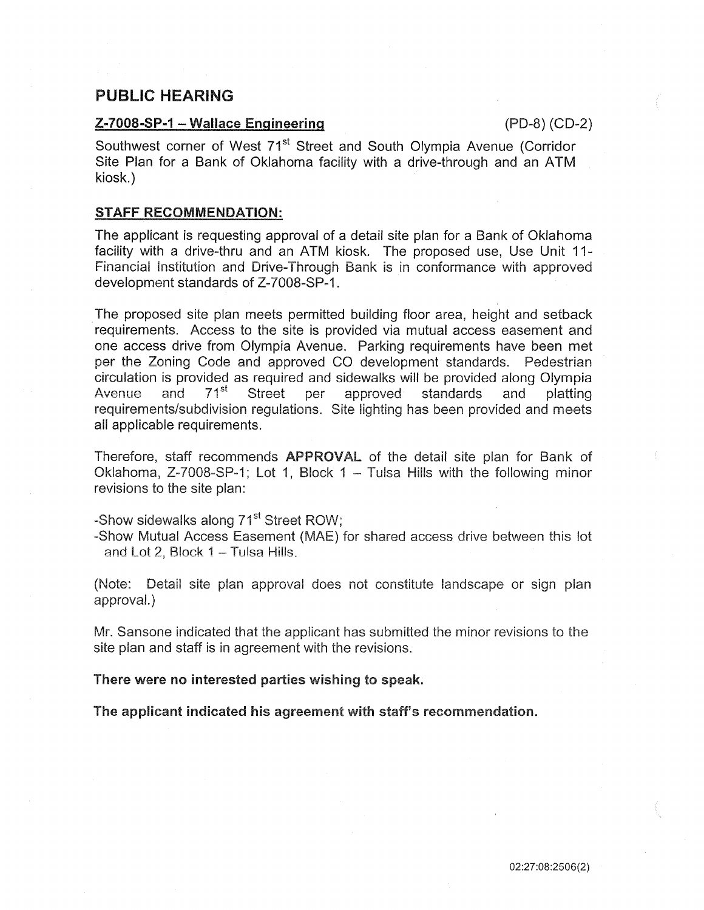## PUBLIC HEARING

**Z-7008-SP-1 – Wallace Engineering** (PD-8) (CD-2)

Southwest corner of West 71st Street and South Olympia Avenue (Corridor Site Plan for a Bank of Oklahoma facility with a drive-through and an ATM kiosk.)

**STAFF RECOMMENDATION:**

The applicant is requesting approval of a detail site plan for a Bank of Oklahoma facility with a drive-thru and an ATM kiosk. The proposed use, Use Unit 11-Financial Institution and Drive-Through Bank is in conformance with approved development standards of Z-7008-SP-1.

The proposed site plan meets permitted building floor area, height and setback requirements. Access to the site is provided via mutual access easement and one access drive from Olympia Avenue. Parking requirements have been met per the Zoning Code and approved CO development standards. Pedestrian circulation is provided as required and sidewalks will be provided along Olympia Avenue and 71st Street per approved standards and platting requirements/subdivision regulations. Site lighting has been provided and meets all applicable requirements.

Therefore, staff recommends **APPROVAL** of the detail site plan for Bank of Oklahoma, Z-7008-SP-1; Lot 1, Block 1 – Tulsa Hills with the following minor revisions to the site plan:

-Show sidewalks along 71st Street ROW;
-Show Mutual Access Easement (MAE) for shared access drive between this lot and Lot 2, Block 1 – Tulsa Hills.

(Note: Detail site plan approval does not constitute landscape or sign plan approval.)

Mr. Sansone indicated that the applicant has submitted the minor revisions to the site plan and staff is in agreement with the revisions.

**There were no interested parties wishing to speak.**

**The applicant indicated his agreement with staff's recommendation.**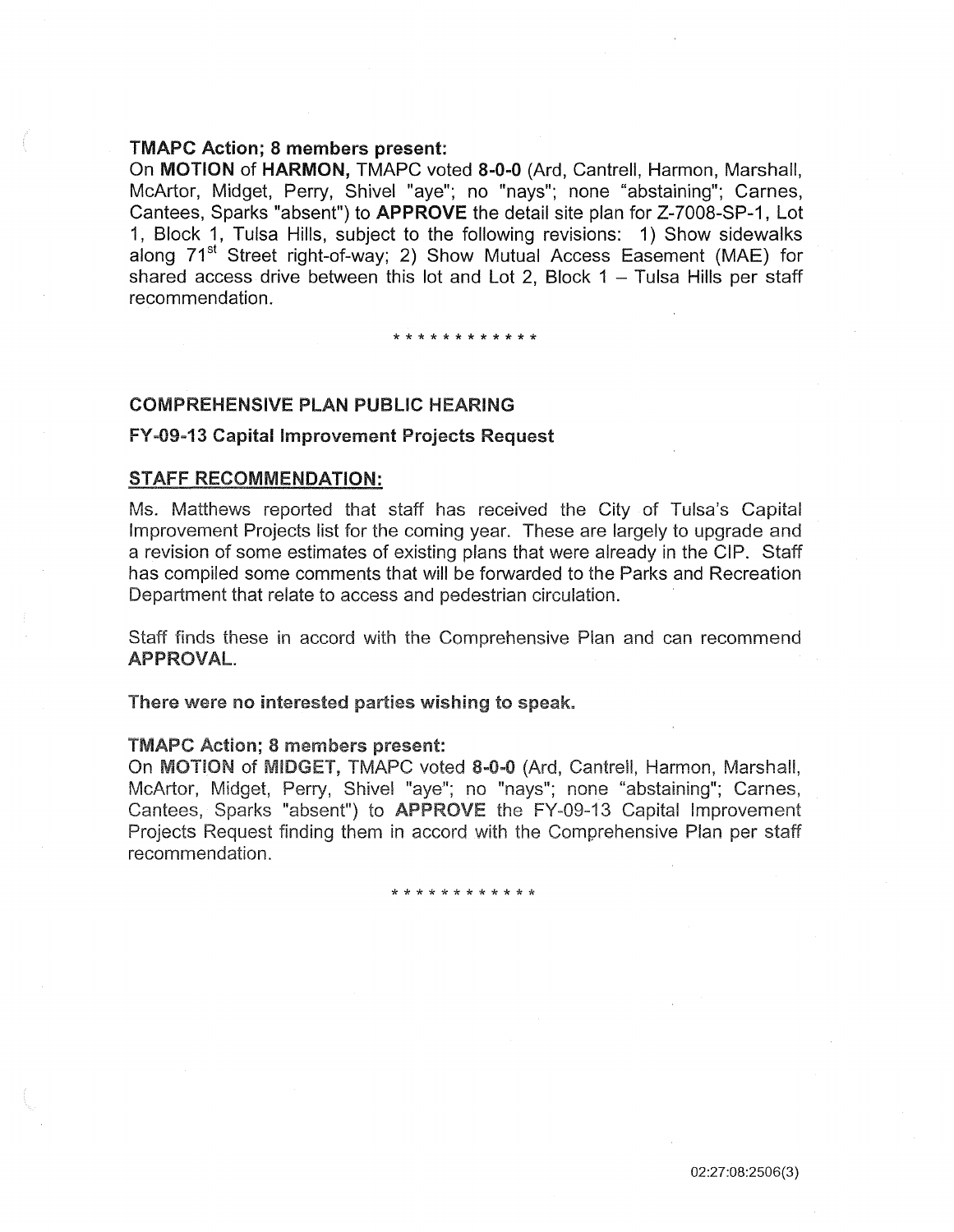**TMAPC Action; 8 members present:**

On **MOTION** of **HARMON,** TMAPC voted **8-0-0** (Ard, Cantrell, Harmon, Marshall, McArtor, Midget, Perry, Shivel "aye"; no "nays"; none "abstaining"; Carnes, Cantees, Sparks "absent") to **APPROVE** the detail site plan for Z-7008-SP-1, Lot 1, Block 1, Tulsa Hills, subject to the following revisions: 1) Show sidewalks along 71st Street right-of-way; 2) Show Mutual Access Easement (MAE) for shared access drive between this lot and Lot 2, Block 1 – Tulsa Hills per staff recommendation.

\* \* \* \* \* \* \* \* \* \* \* \*

**COMPREHENSIVE PLAN PUBLIC HEARING**

**FY-09-13 Capital Improvement Projects Request**

**STAFF RECOMMENDATION:**

Ms. Matthews reported that staff has received the City of Tulsa's Capital Improvement Projects list for the coming year. These are largely to upgrade and a revision of some estimates of existing plans that were already in the CIP. Staff has compiled some comments that will be forwarded to the Parks and Recreation Department that relate to access and pedestrian circulation.

Staff finds these in accord with the Comprehensive Plan and can recommend **APPROVAL**.

**There were no interested parties wishing to speak.**

**TMAPC Action; 8 members present:**

On **MOTION** of **MIDGET,** TMAPC voted **8-0-0** (Ard, Cantrell, Harmon, Marshall, McArtor, Midget, Perry, Shivel "aye"; no "nays"; none "abstaining"; Carnes, Cantees, Sparks "absent") to **APPROVE** the FY-09-13 Capital Improvement Projects Request finding them in accord with the Comprehensive Plan per staff recommendation.

\* \* \* \* \* \* \* \* \* \* \* \*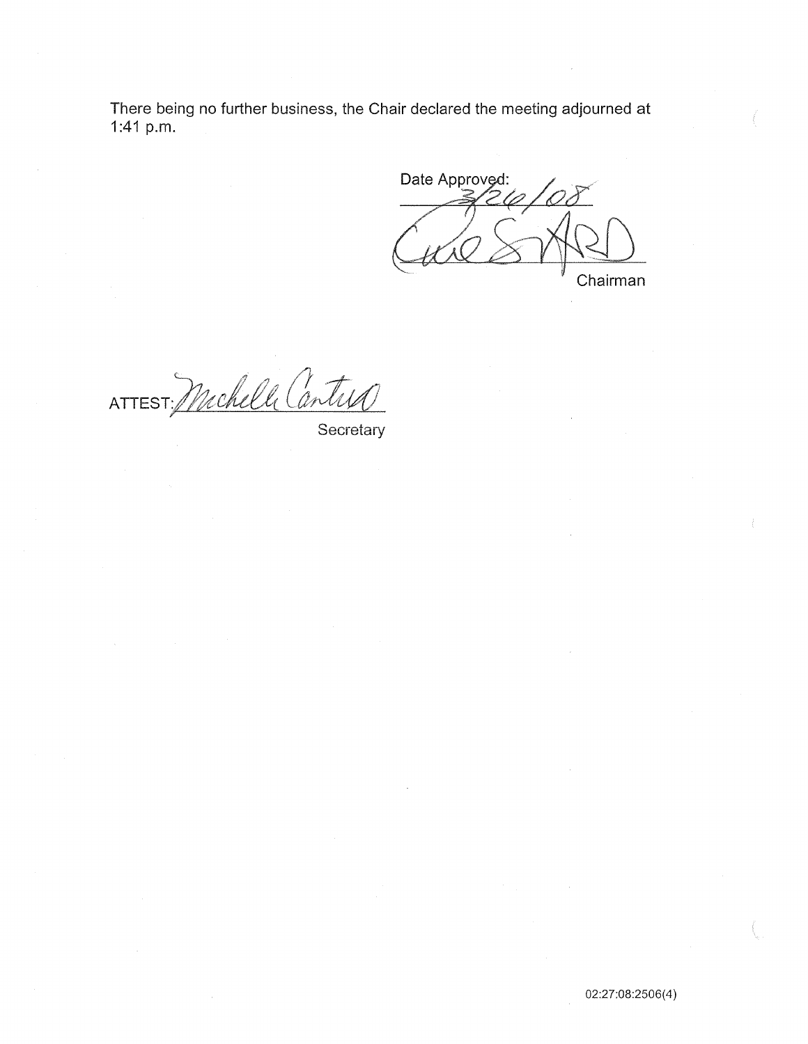There being no further business, the Chair declared the meeting adjourned at 1:41 p.m.

Date Approved:
3/26/08

Chairman

ATTEST: Michelle Cantu

Secretary

02:27:08:2506(4)